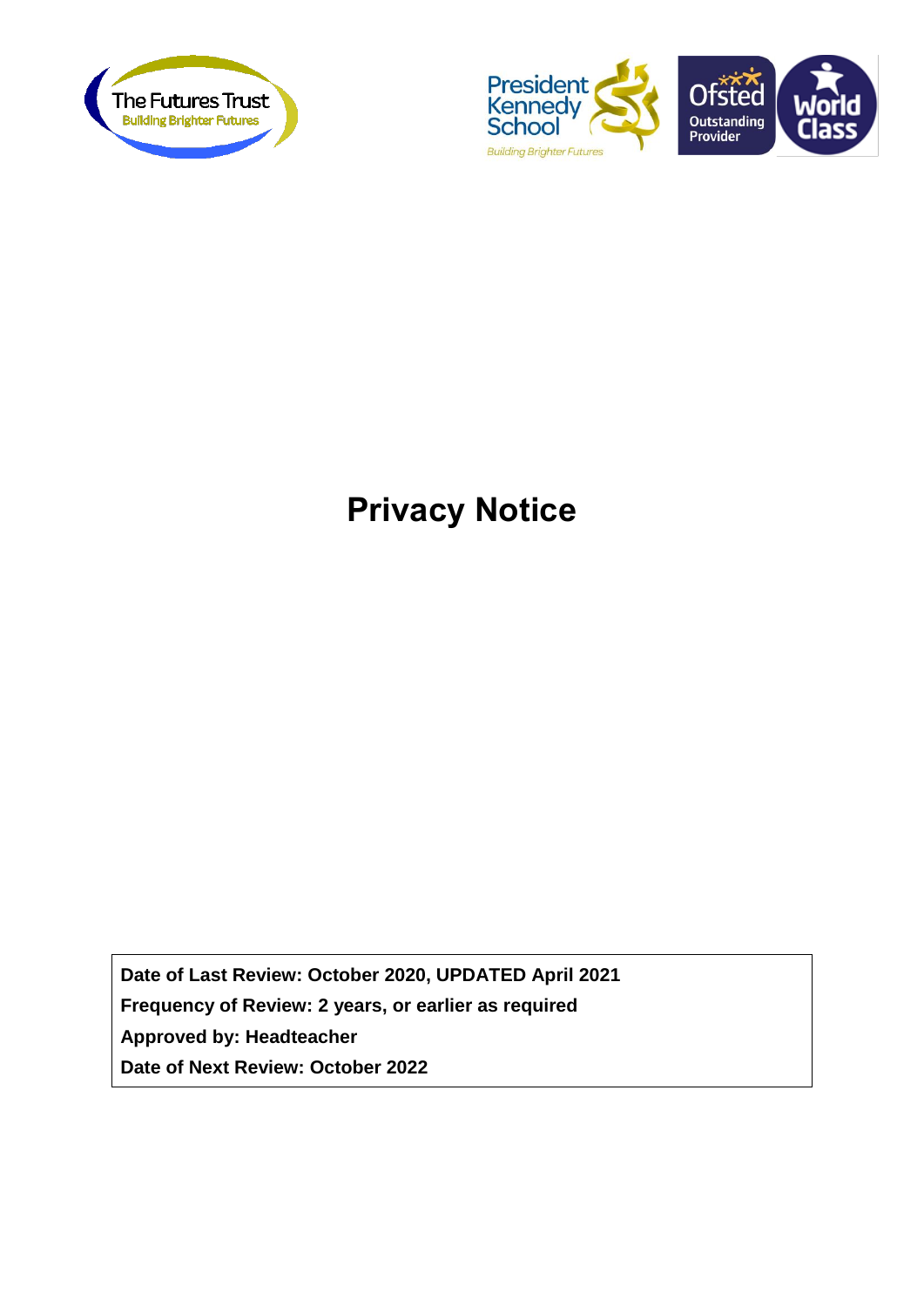The Futures Trust
Building Brighter Futures

President Kennedy School
Building Brighter Futures

Ofsted Outstanding Provider

World Class

# Privacy Notice

**Date of Last Review: October 2020, UPDATED April 2021**
**Frequency of Review: 2 years, or earlier as required**
**Approved by: Headteacher**
**Date of Next Review: October 2022**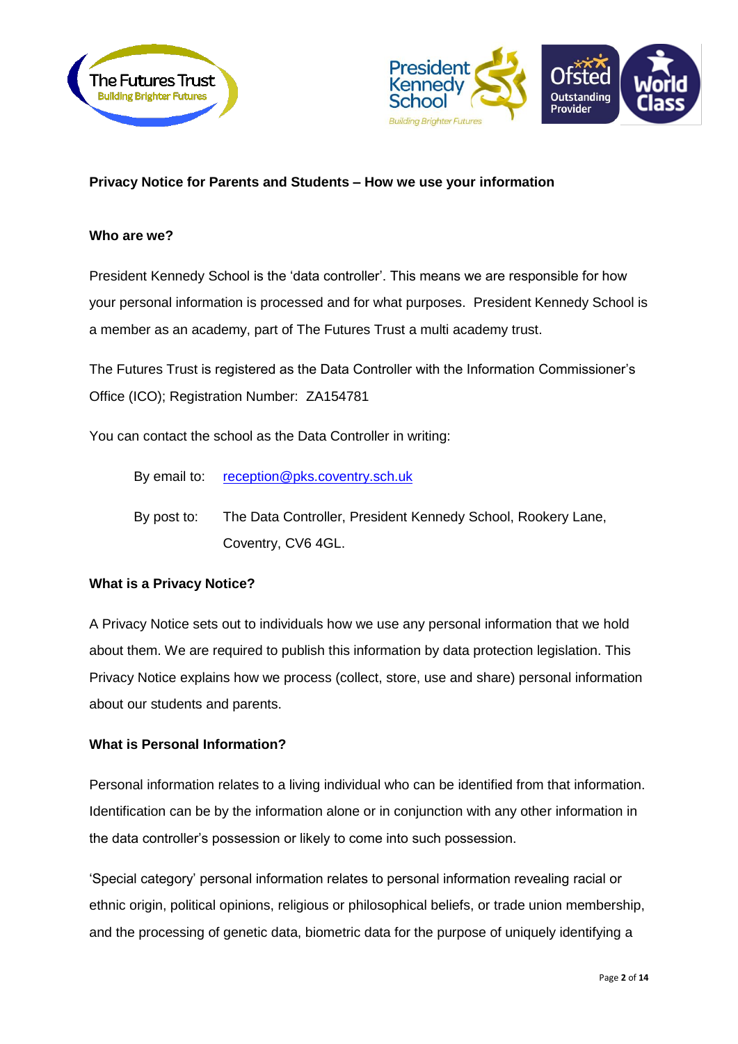**Privacy Notice for Parents and Students – How we use your information**

**Who are we?**

President Kennedy School is the 'data controller'. This means we are responsible for how your personal information is processed and for what purposes. President Kennedy School is a member as an academy, part of The Futures Trust a multi academy trust.

The Futures Trust is registered as the Data Controller with the Information Commissioner's Office (ICO); Registration Number: ZA154781

You can contact the school as the Data Controller in writing:

By email to: reception@pks.coventry.sch.uk

By post to: The Data Controller, President Kennedy School, Rookery Lane, Coventry, CV6 4GL.

**What is a Privacy Notice?**

A Privacy Notice sets out to individuals how we use any personal information that we hold about them. We are required to publish this information by data protection legislation. This Privacy Notice explains how we process (collect, store, use and share) personal information about our students and parents.

**What is Personal Information?**

Personal information relates to a living individual who can be identified from that information. Identification can be by the information alone or in conjunction with any other information in the data controller's possession or likely to come into such possession.

'Special category' personal information relates to personal information revealing racial or ethnic origin, political opinions, religious or philosophical beliefs, or trade union membership, and the processing of genetic data, biometric data for the purpose of uniquely identifying a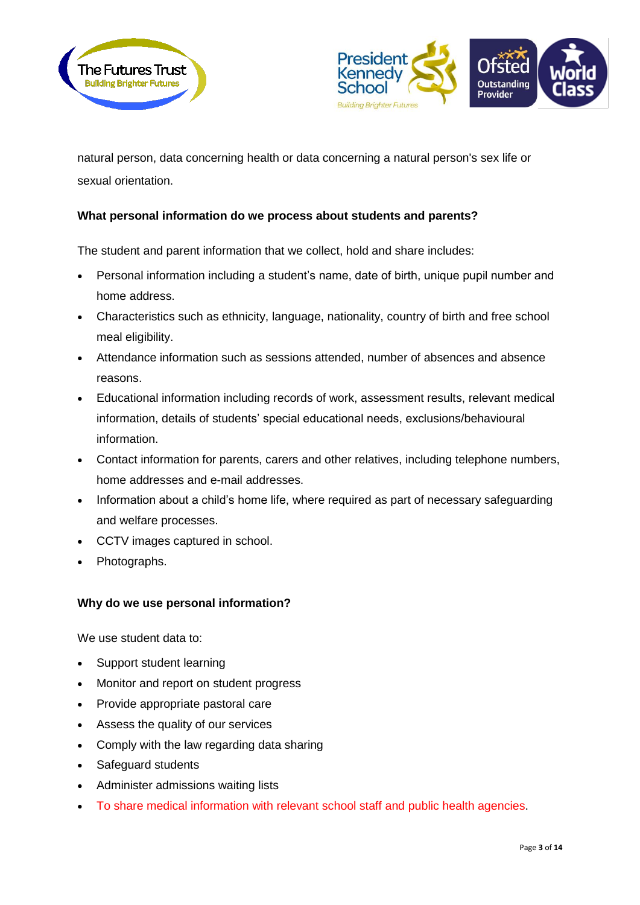natural person, data concerning health or data concerning a natural person's sex life or sexual orientation.

**What personal information do we process about students and parents?**

The student and parent information that we collect, hold and share includes:

- Personal information including a student's name, date of birth, unique pupil number and home address.
- Characteristics such as ethnicity, language, nationality, country of birth and free school meal eligibility.
- Attendance information such as sessions attended, number of absences and absence reasons.
- Educational information including records of work, assessment results, relevant medical information, details of students' special educational needs, exclusions/behavioural information.
- Contact information for parents, carers and other relatives, including telephone numbers, home addresses and e-mail addresses.
- Information about a child's home life, where required as part of necessary safeguarding and welfare processes.
- CCTV images captured in school.
- Photographs.

**Why do we use personal information?**

We use student data to:

- Support student learning
- Monitor and report on student progress
- Provide appropriate pastoral care
- Assess the quality of our services
- Comply with the law regarding data sharing
- Safeguard students
- Administer admissions waiting lists
- To share medical information with relevant school staff and public health agencies.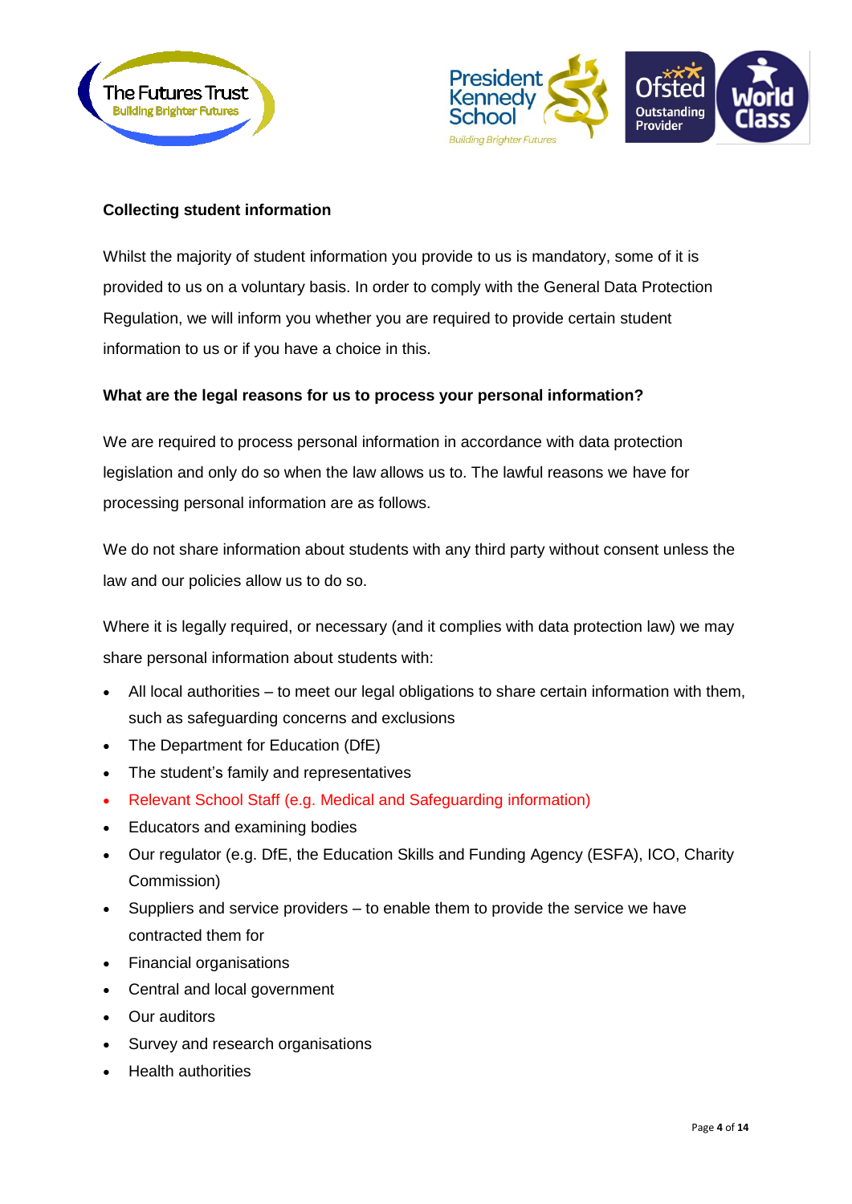**Collecting student information**

Whilst the majority of student information you provide to us is mandatory, some of it is provided to us on a voluntary basis. In order to comply with the General Data Protection Regulation, we will inform you whether you are required to provide certain student information to us or if you have a choice in this.

**What are the legal reasons for us to process your personal information?**

We are required to process personal information in accordance with data protection legislation and only do so when the law allows us to. The lawful reasons we have for processing personal information are as follows.

We do not share information about students with any third party without consent unless the law and our policies allow us to do so.

Where it is legally required, or necessary (and it complies with data protection law) we may share personal information about students with:

- All local authorities – to meet our legal obligations to share certain information with them, such as safeguarding concerns and exclusions
- The Department for Education (DfE)
- The student's family and representatives
- Relevant School Staff (e.g. Medical and Safeguarding information)
- Educators and examining bodies
- Our regulator (e.g. DfE, the Education Skills and Funding Agency (ESFA), ICO, Charity Commission)
- Suppliers and service providers – to enable them to provide the service we have contracted them for
- Financial organisations
- Central and local government
- Our auditors
- Survey and research organisations
- Health authorities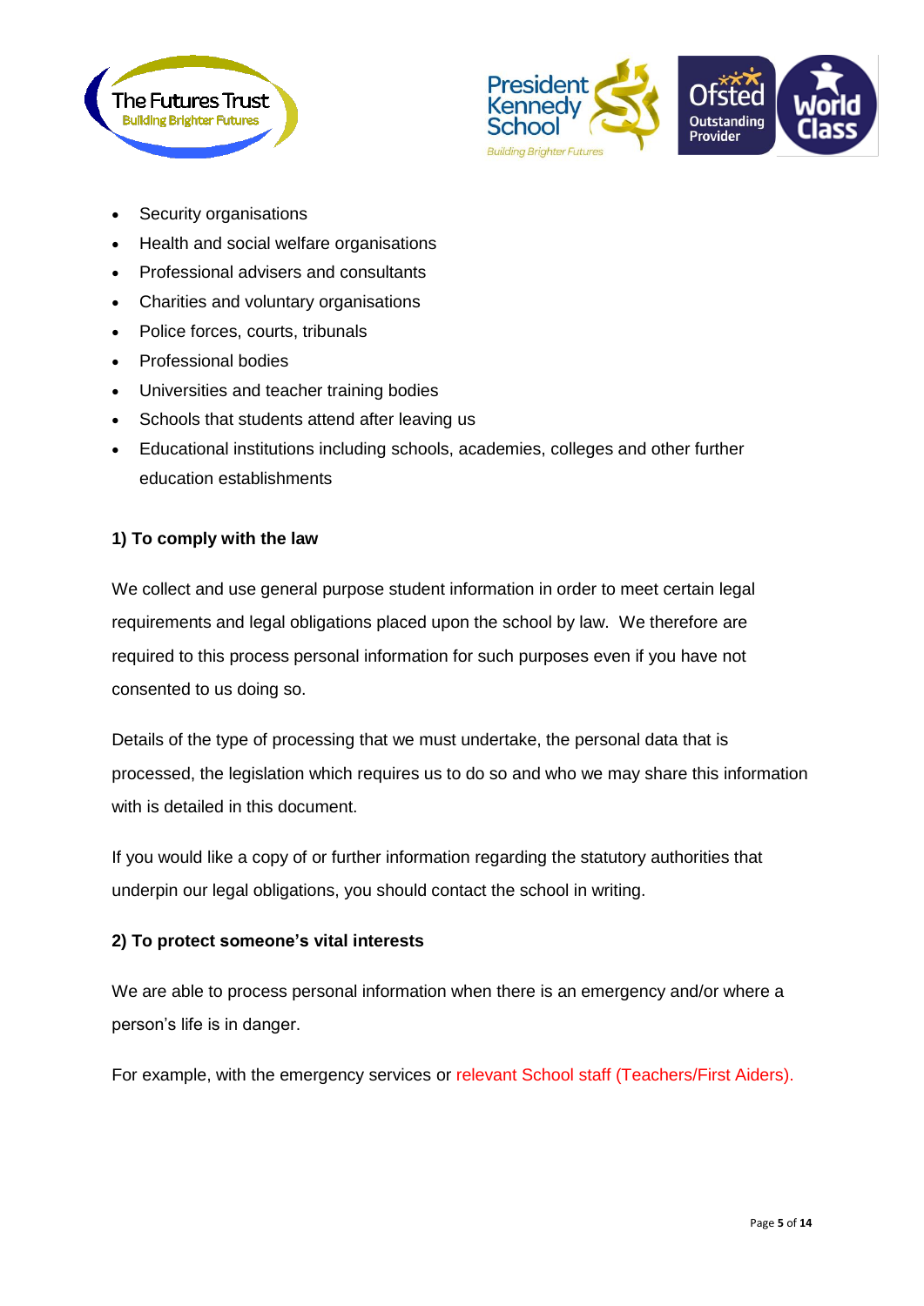- Security organisations
- Health and social welfare organisations
- Professional advisers and consultants
- Charities and voluntary organisations
- Police forces, courts, tribunals
- Professional bodies
- Universities and teacher training bodies
- Schools that students attend after leaving us
- Educational institutions including schools, academies, colleges and other further education establishments

**1) To comply with the law**

We collect and use general purpose student information in order to meet certain legal requirements and legal obligations placed upon the school by law. We therefore are required to this process personal information for such purposes even if you have not consented to us doing so.

Details of the type of processing that we must undertake, the personal data that is processed, the legislation which requires us to do so and who we may share this information with is detailed in this document.

If you would like a copy of or further information regarding the statutory authorities that underpin our legal obligations, you should contact the school in writing.

**2) To protect someone's vital interests**

We are able to process personal information when there is an emergency and/or where a person's life is in danger.

For example, with the emergency services or relevant School staff (Teachers/First Aiders).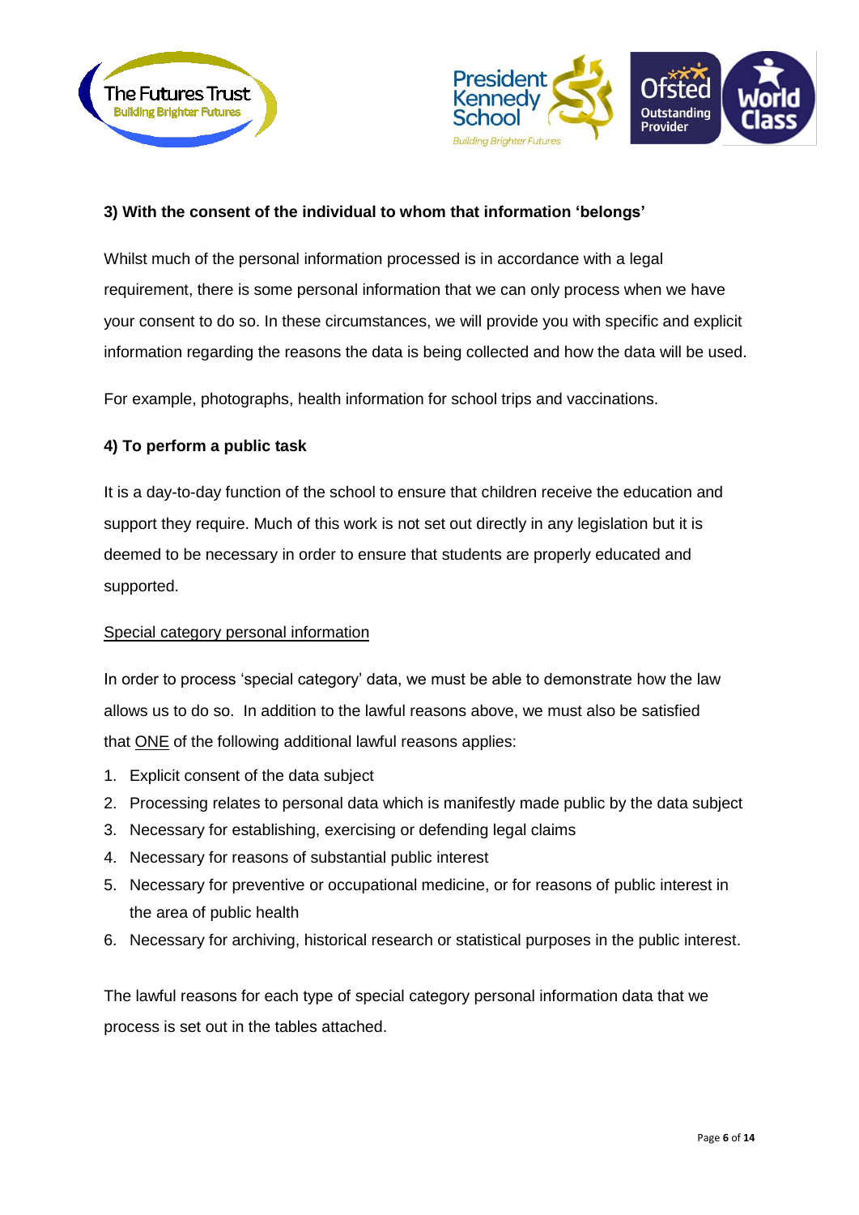**3) With the consent of the individual to whom that information 'belongs'**

Whilst much of the personal information processed is in accordance with a legal requirement, there is some personal information that we can only process when we have your consent to do so. In these circumstances, we will provide you with specific and explicit information regarding the reasons the data is being collected and how the data will be used.

For example, photographs, health information for school trips and vaccinations.

**4) To perform a public task**

It is a day-to-day function of the school to ensure that children receive the education and support they require. Much of this work is not set out directly in any legislation but it is deemed to be necessary in order to ensure that students are properly educated and supported.

<u>Special category personal information</u>

In order to process 'special category' data, we must be able to demonstrate how the law allows us to do so. In addition to the lawful reasons above, we must also be satisfied that <u>ONE</u> of the following additional lawful reasons applies:

1. Explicit consent of the data subject
2. Processing relates to personal data which is manifestly made public by the data subject
3. Necessary for establishing, exercising or defending legal claims
4. Necessary for reasons of substantial public interest
5. Necessary for preventive or occupational medicine, or for reasons of public interest in the area of public health
6. Necessary for archiving, historical research or statistical purposes in the public interest.

The lawful reasons for each type of special category personal information data that we process is set out in the tables attached.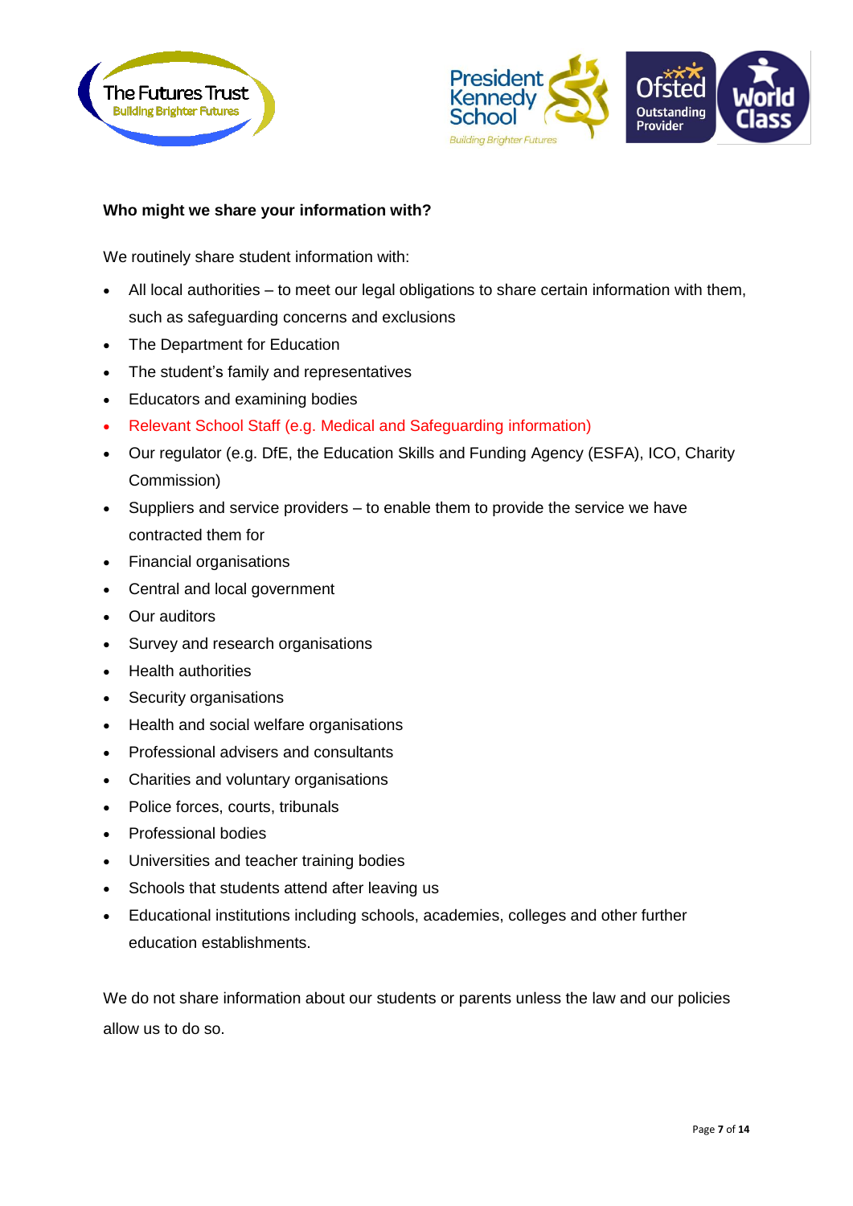**Who might we share your information with?**

We routinely share student information with:

- All local authorities – to meet our legal obligations to share certain information with them, such as safeguarding concerns and exclusions
- The Department for Education
- The student's family and representatives
- Educators and examining bodies
- Relevant School Staff (e.g. Medical and Safeguarding information)
- Our regulator (e.g. DfE, the Education Skills and Funding Agency (ESFA), ICO, Charity Commission)
- Suppliers and service providers – to enable them to provide the service we have contracted them for
- Financial organisations
- Central and local government
- Our auditors
- Survey and research organisations
- Health authorities
- Security organisations
- Health and social welfare organisations
- Professional advisers and consultants
- Charities and voluntary organisations
- Police forces, courts, tribunals
- Professional bodies
- Universities and teacher training bodies
- Schools that students attend after leaving us
- Educational institutions including schools, academies, colleges and other further education establishments.

We do not share information about our students or parents unless the law and our policies allow us to do so.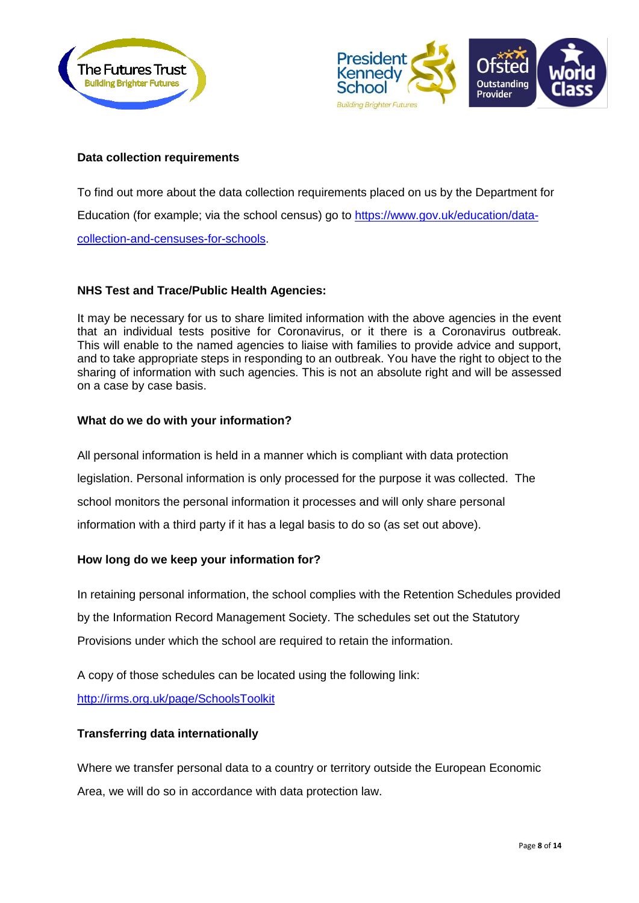**Data collection requirements**

To find out more about the data collection requirements placed on us by the Department for Education (for example; via the school census) go to [https://www.gov.uk/education/data-collection-and-censuses-for-schools](https://www.gov.uk/education/data-collection-and-censuses-for-schools).

**NHS Test and Trace/Public Health Agencies:**

It may be necessary for us to share limited information with the above agencies in the event that an individual tests positive for Coronavirus, or it there is a Coronavirus outbreak. This will enable to the named agencies to liaise with families to provide advice and support, and to take appropriate steps in responding to an outbreak. You have the right to object to the sharing of information with such agencies. This is not an absolute right and will be assessed on a case by case basis.

**What do we do with your information?**

All personal information is held in a manner which is compliant with data protection legislation. Personal information is only processed for the purpose it was collected. The school monitors the personal information it processes and will only share personal information with a third party if it has a legal basis to do so (as set out above).

**How long do we keep your information for?**

In retaining personal information, the school complies with the Retention Schedules provided by the Information Record Management Society. The schedules set out the Statutory Provisions under which the school are required to retain the information.

A copy of those schedules can be located using the following link:
[http://irms.org.uk/page/SchoolsToolkit](http://irms.org.uk/page/SchoolsToolkit)

**Transferring data internationally**

Where we transfer personal data to a country or territory outside the European Economic Area, we will do so in accordance with data protection law.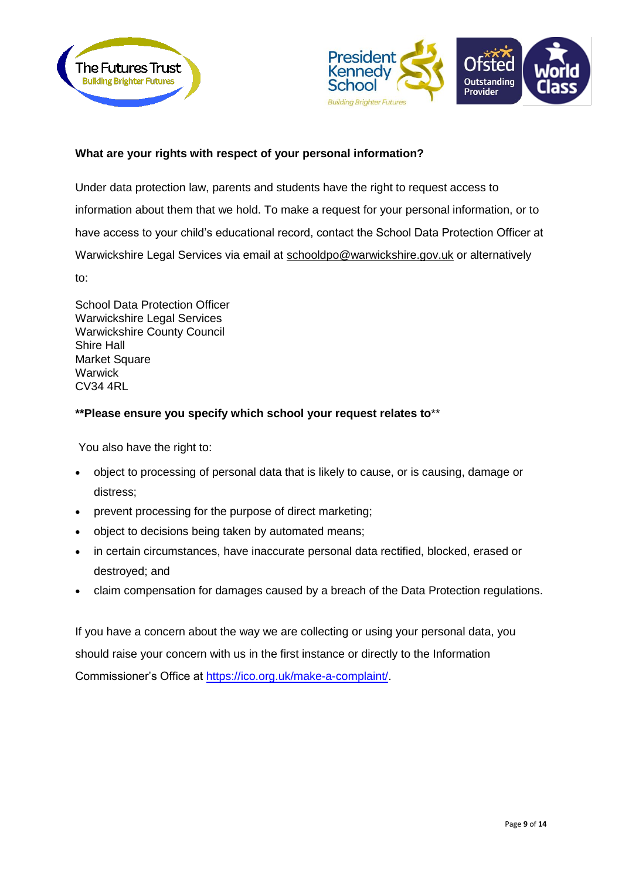**What are your rights with respect of your personal information?**

Under data protection law, parents and students have the right to request access to information about them that we hold. To make a request for your personal information, or to have access to your child's educational record, contact the School Data Protection Officer at Warwickshire Legal Services via email at schooldpo@warwickshire.gov.uk or alternatively to:

School Data Protection Officer
Warwickshire Legal Services
Warwickshire County Council
Shire Hall
Market Square
Warwick
CV34 4RL

**Please ensure you specify which school your request relates to**

You also have the right to:

- object to processing of personal data that is likely to cause, or is causing, damage or distress;
- prevent processing for the purpose of direct marketing;
- object to decisions being taken by automated means;
- in certain circumstances, have inaccurate personal data rectified, blocked, erased or destroyed; and
- claim compensation for damages caused by a breach of the Data Protection regulations.

If you have a concern about the way we are collecting or using your personal data, you should raise your concern with us in the first instance or directly to the Information Commissioner's Office at https://ico.org.uk/make-a-complaint/.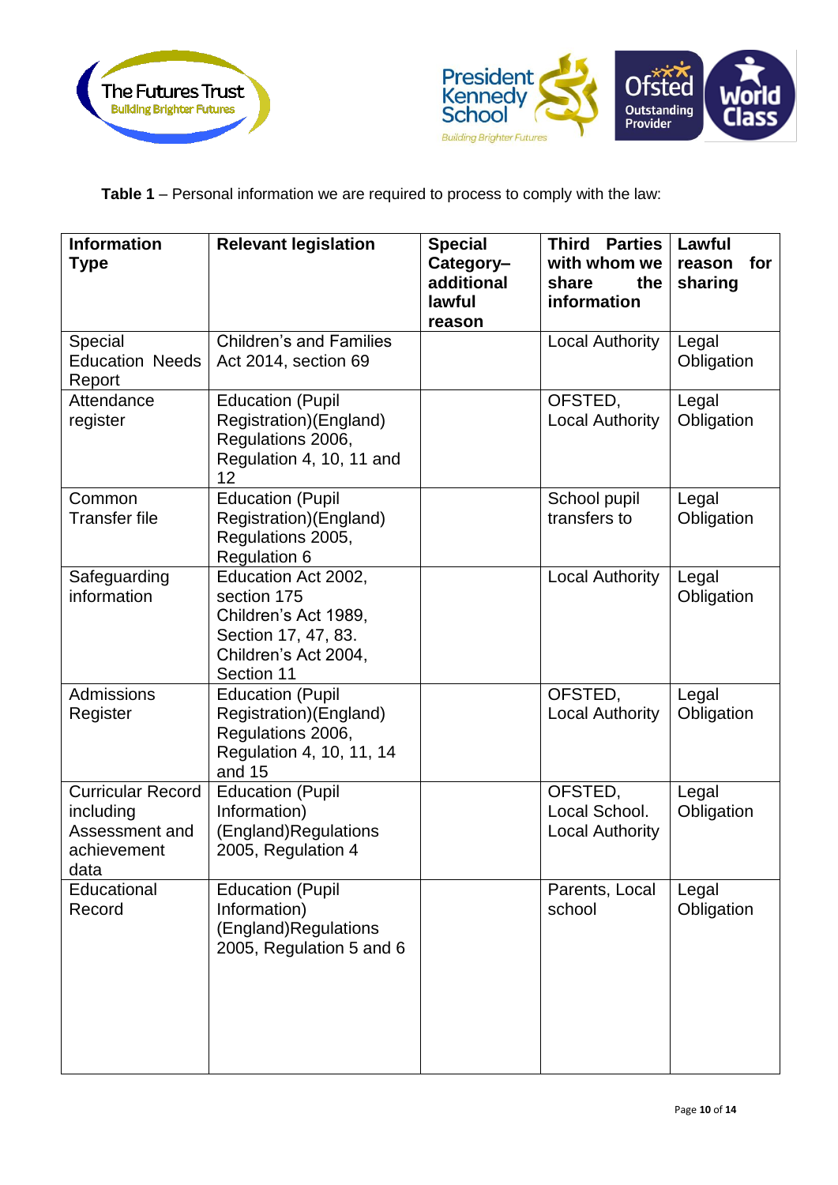**Table 1** – Personal information we are required to process to comply with the law:

| Information Type | Relevant legislation | Special Category– additional lawful reason | Third Parties with whom we share the information | Lawful reason for sharing |
|---|---|---|---|---|
| Special Education Needs Report | Children's and Families Act 2014, section 69 | | Local Authority | Legal Obligation |
| Attendance register | Education (Pupil Registration)(England) Regulations 2006, Regulation 4, 10, 11 and 12 | | OFSTED, Local Authority | Legal Obligation |
| Common Transfer file | Education (Pupil Registration)(England) Regulations 2005, Regulation 6 | | School pupil transfers to | Legal Obligation |
| Safeguarding information | Education Act 2002, section 175 Children's Act 1989, Section 17, 47, 83. Children's Act 2004, Section 11 | | Local Authority | Legal Obligation |
| Admissions Register | Education (Pupil Registration)(England) Regulations 2006, Regulation 4, 10, 11, 14 and 15 | | OFSTED, Local Authority | Legal Obligation |
| Curricular Record including Assessment and achievement data | Education (Pupil Information) (England)Regulations 2005, Regulation 4 | | OFSTED, Local School. Local Authority | Legal Obligation |
| Educational Record | Education (Pupil Information) (England)Regulations 2005, Regulation 5 and 6 | | Parents, Local school | Legal Obligation |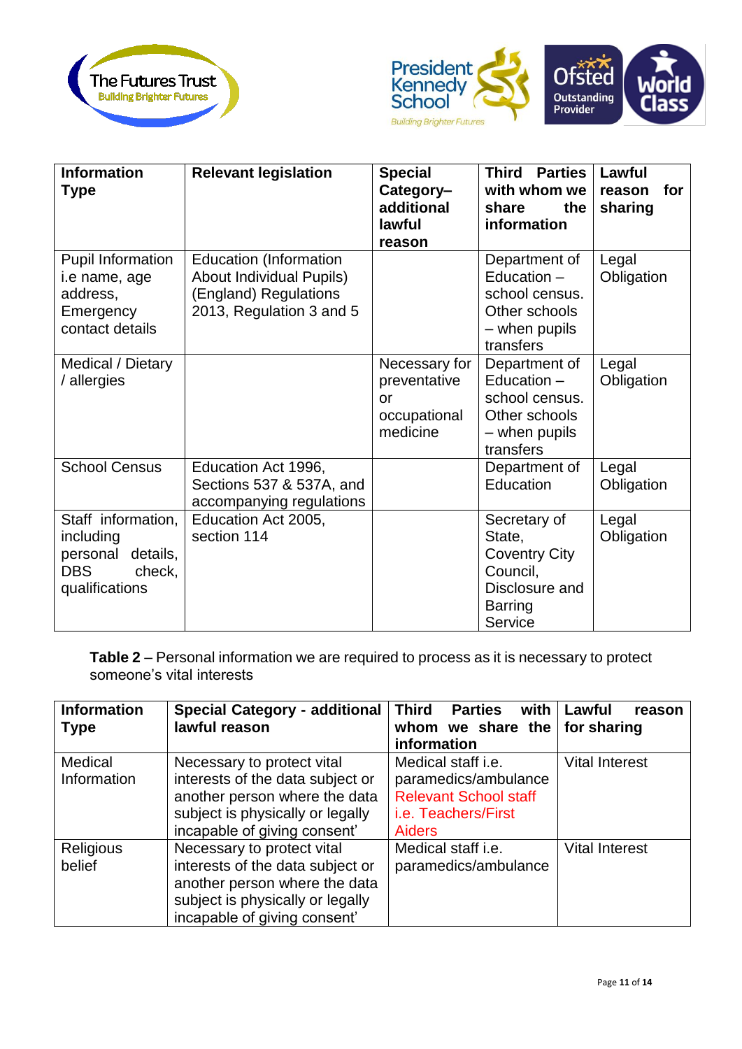| Information Type | Relevant legislation | Special Category– additional lawful reason | Third Parties with whom we share the information | Lawful reason for sharing |
|---|---|---|---|---|
| Pupil Information i.e name, age address, Emergency contact details | Education (Information About Individual Pupils) (England) Regulations 2013, Regulation 3 and 5 | | Department of Education – school census. Other schools – when pupils transfers | Legal Obligation |
| Medical / Dietary / allergies | | Necessary for preventative or occupational medicine | Department of Education – school census. Other schools – when pupils transfers | Legal Obligation |
| School Census | Education Act 1996, Sections 537 & 537A, and accompanying regulations | | Department of Education | Legal Obligation |
| Staff information, including personal details, DBS check, qualifications | Education Act 2005, section 114 | | Secretary of State, Coventry City Council, Disclosure and Barring Service | Legal Obligation |

**Table 2** – Personal information we are required to process as it is necessary to protect someone's vital interests

| Information Type | Special Category - additional lawful reason | Third Parties with whom we share the information | Lawful reason for sharing |
|---|---|---|---|
| Medical Information | Necessary to protect vital interests of the data subject or another person where the data subject is physically or legally incapable of giving consent' | Medical staff i.e. paramedics/ambulance Relevant School staff i.e. Teachers/First Aiders | Vital Interest |
| Religious belief | Necessary to protect vital interests of the data subject or another person where the data subject is physically or legally incapable of giving consent' | Medical staff i.e. paramedics/ambulance | Vital Interest |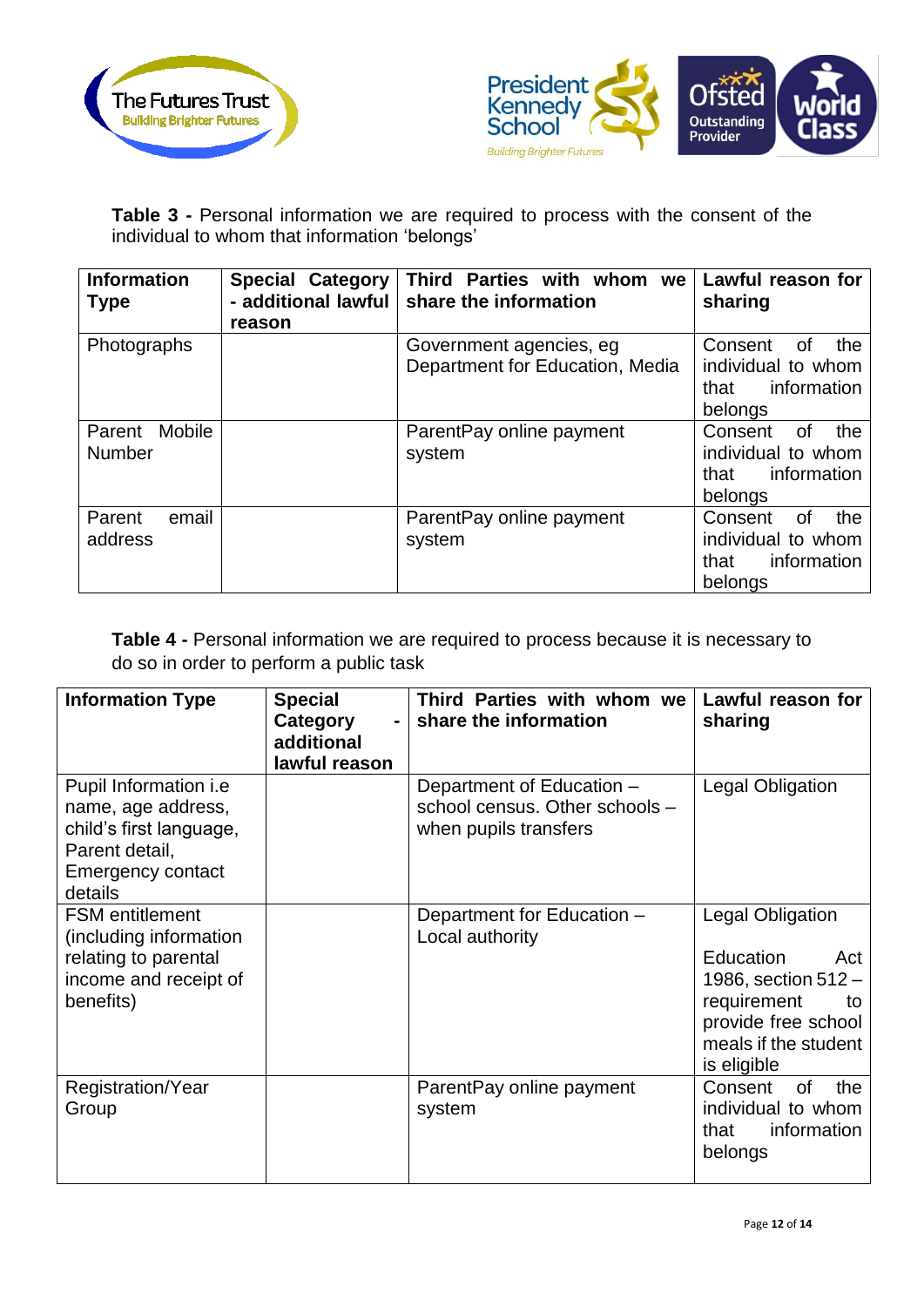**Table 3 -** Personal information we are required to process with the consent of the individual to whom that information 'belongs'

| Information Type | Special Category - additional lawful reason | Third Parties with whom we share the information | Lawful reason for sharing |
|---|---|---|---|
| Photographs | | Government agencies, eg Department for Education, Media | Consent of the individual to whom that information belongs |
| Parent Mobile Number | | ParentPay online payment system | Consent of the individual to whom that information belongs |
| Parent email address | | ParentPay online payment system | Consent of the individual to whom that information belongs |

**Table 4 -** Personal information we are required to process because it is necessary to do so in order to perform a public task

| Information Type | Special Category - additional lawful reason | Third Parties with whom we share the information | Lawful reason for sharing |
|---|---|---|---|
| Pupil Information i.e name, age address, child's first language, Parent detail, Emergency contact details | | Department of Education – school census. Other schools – when pupils transfers | Legal Obligation |
| FSM entitlement (including information relating to parental income and receipt of benefits) | | Department for Education – Local authority | Legal Obligation<br><br>Education Act 1986, section 512 – requirement to provide free school meals if the student is eligible |
| Registration/Year Group | | ParentPay online payment system | Consent of the individual to whom that information belongs |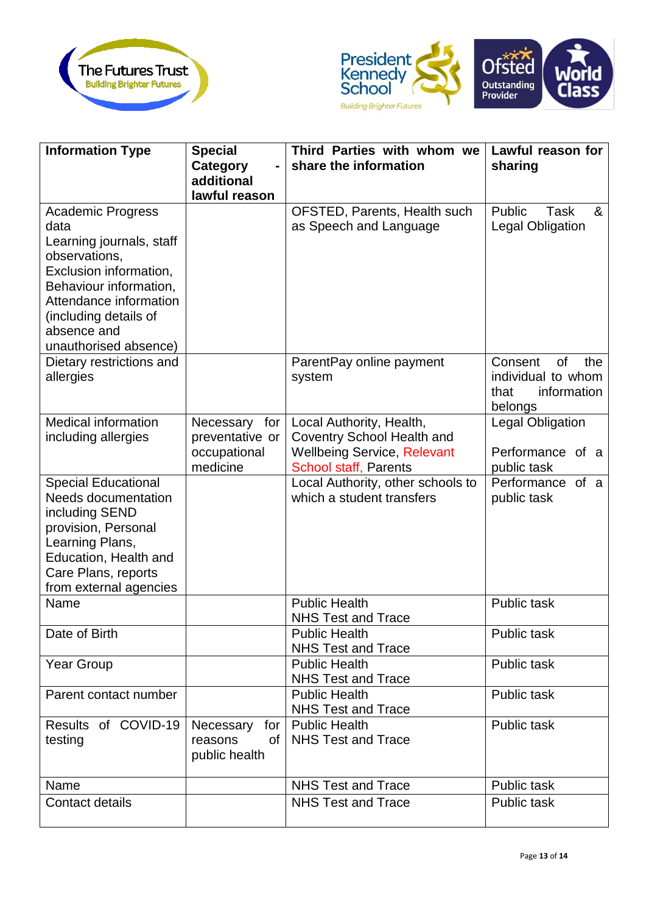| Information Type | Special Category - additional lawful reason | Third Parties with whom we share the information | Lawful reason for sharing |
|---|---|---|---|
| Academic Progress data<br>Learning journals, staff observations,<br>Exclusion information,<br>Behaviour information,<br>Attendance information (including details of absence and unauthorised absence) | | OFSTED, Parents, Health such as Speech and Language | Public Task & Legal Obligation |
| Dietary restrictions and allergies | | ParentPay online payment system | Consent of the individual to whom that information belongs |
| Medical information including allergies | Necessary for preventative or occupational medicine | Local Authority, Health, Coventry School Health and Wellbeing Service, Relevant School staff, Parents | Legal Obligation<br><br>Performance of a public task |
| Special Educational Needs documentation including SEND provision, Personal Learning Plans, Education, Health and Care Plans, reports from external agencies | | Local Authority, other schools to which a student transfers | Performance of a public task |
| Name | | Public Health<br>NHS Test and Trace | Public task |
| Date of Birth | | Public Health<br>NHS Test and Trace | Public task |
| Year Group | | Public Health<br>NHS Test and Trace | Public task |
| Parent contact number | | Public Health<br>NHS Test and Trace | Public task |
| Results of COVID-19 testing | Necessary for reasons of public health | Public Health<br>NHS Test and Trace | Public task |
| Name | | NHS Test and Trace | Public task |
| Contact details | | NHS Test and Trace | Public task |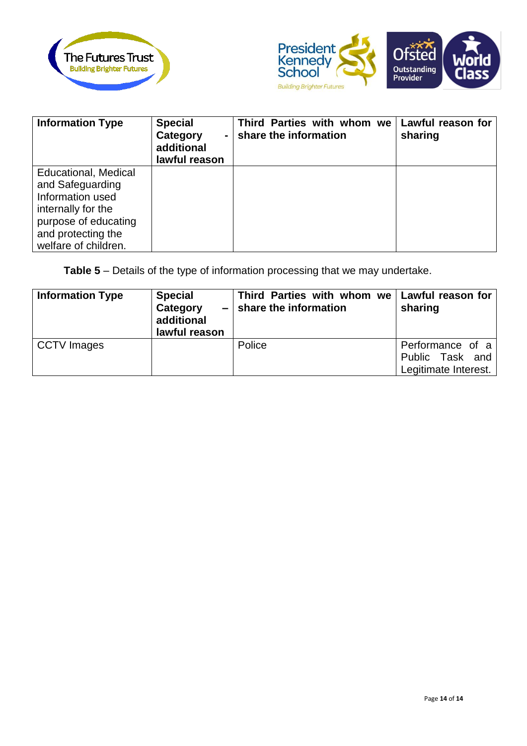| Information Type | Special Category - additional lawful reason | Third Parties with whom we share the information | Lawful reason for sharing |
|---|---|---|---|
| Educational, Medical and Safeguarding Information used internally for the purpose of educating and protecting the welfare of children. | | | |

**Table 5** – Details of the type of information processing that we may undertake.

| Information Type | Special Category – additional lawful reason | Third Parties with whom we share the information | Lawful reason for sharing |
|---|---|---|---|
| CCTV Images | | Police | Performance of a Public Task and Legitimate Interest. |